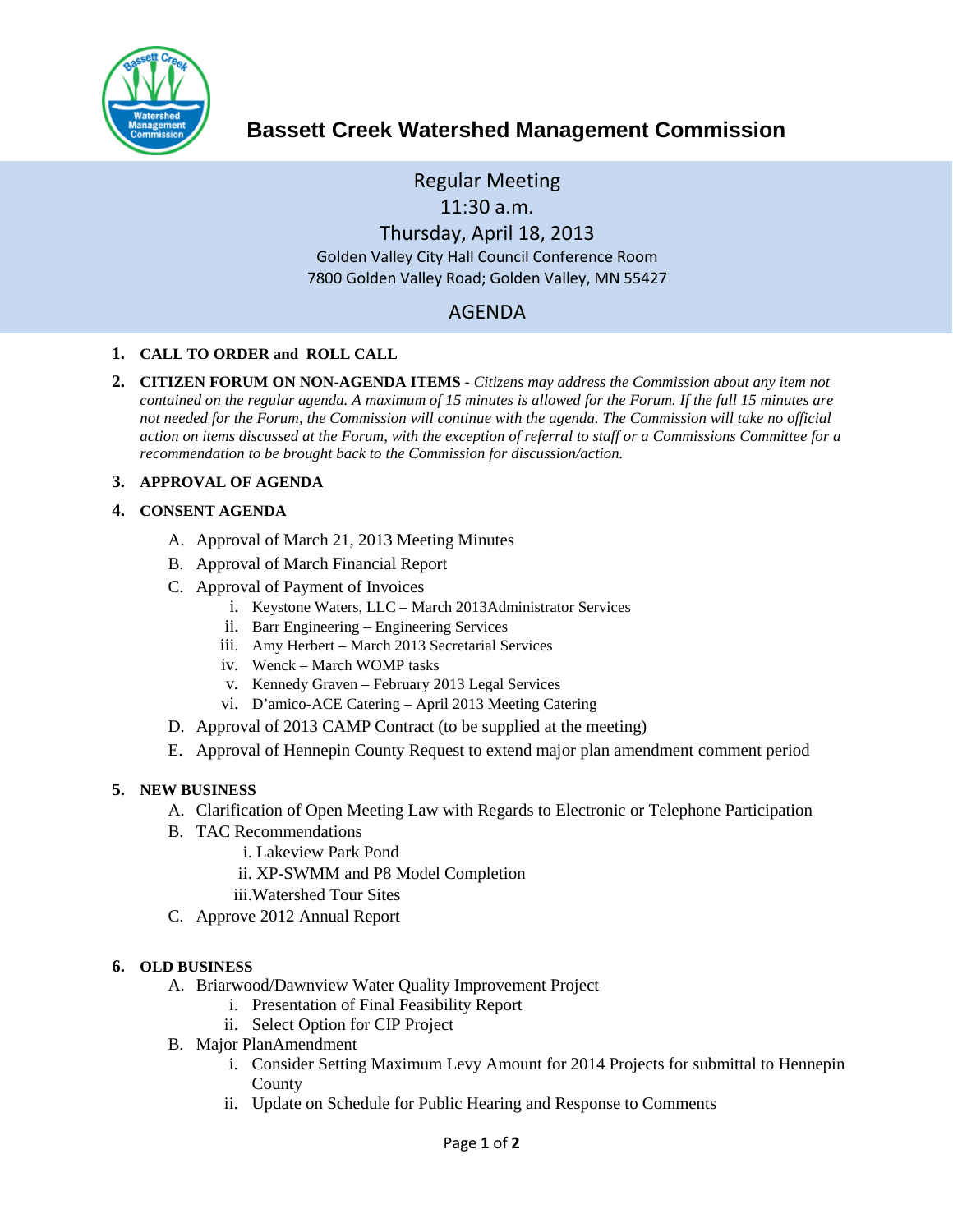# Bassett Creek Watershed Management Commission

## Regular Meeting
## 11:30 a.m.
## Thursday, April 18, 2013

Golden Valley City Hall Council Conference Room
7800 Golden Valley Road; Golden Valley, MN 55427

## AGENDA

1. **CALL TO ORDER and ROLL CALL**

2. **CITIZEN FORUM ON NON-AGENDA ITEMS** - *Citizens may address the Commission about any item not contained on the regular agenda. A maximum of 15 minutes is allowed for the Forum. If the full 15 minutes are not needed for the Forum, the Commission will continue with the agenda. The Commission will take no official action on items discussed at the Forum, with the exception of referral to staff or a Commissions Committee for a recommendation to be brought back to the Commission for discussion/action.*

3. **APPROVAL OF AGENDA**

4. **CONSENT AGENDA**
   - A. Approval of March 21, 2013 Meeting Minutes
   - B. Approval of March Financial Report
   - C. Approval of Payment of Invoices
     - i. Keystone Waters, LLC – March 2013Administrator Services
     - ii. Barr Engineering – Engineering Services
     - iii. Amy Herbert – March 2013 Secretarial Services
     - iv. Wenck – March WOMP tasks
     - v. Kennedy Graven – February 2013 Legal Services
     - vi. D'amico-ACE Catering – April 2013 Meeting Catering
   - D. Approval of 2013 CAMP Contract (to be supplied at the meeting)
   - E. Approval of Hennepin County Request to extend major plan amendment comment period

5. **NEW BUSINESS**
   - A. Clarification of Open Meeting Law with Regards to Electronic or Telephone Participation
   - B. TAC Recommendations
     - i. Lakeview Park Pond
     - ii. XP-SWMM and P8 Model Completion
     - iii. Watershed Tour Sites
   - C. Approve 2012 Annual Report

6. **OLD BUSINESS**
   - A. Briarwood/Dawnview Water Quality Improvement Project
     - i. Presentation of Final Feasibility Report
     - ii. Select Option for CIP Project
   - B. Major PlanAmendment
     - i. Consider Setting Maximum Levy Amount for 2014 Projects for submittal to Hennepin County
     - ii. Update on Schedule for Public Hearing and Response to Comments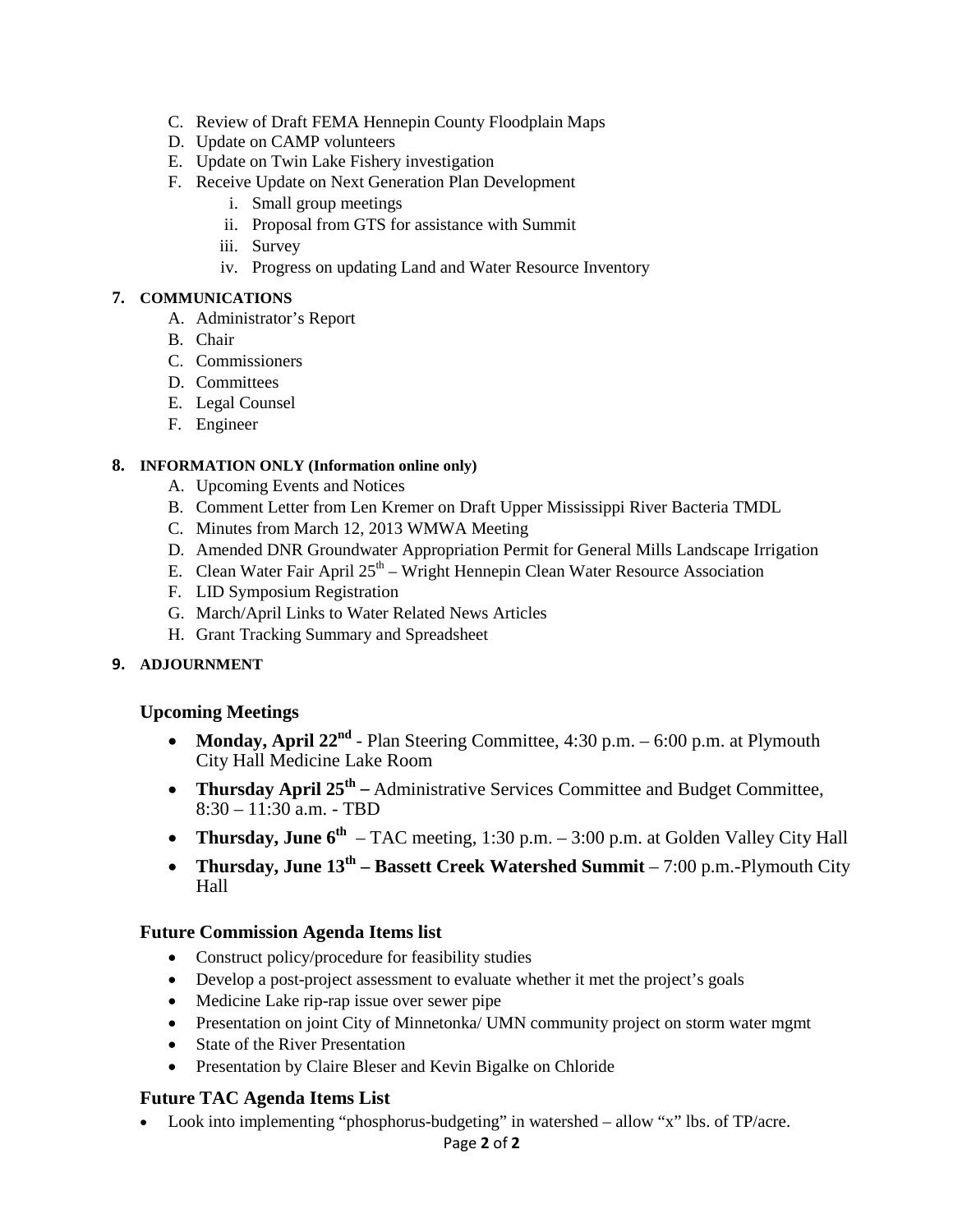C. Review of Draft FEMA Hennepin County Floodplain Maps
D. Update on CAMP volunteers
E. Update on Twin Lake Fishery investigation
F. Receive Update on Next Generation Plan Development
    i. Small group meetings
    ii. Proposal from GTS for assistance with Summit
    iii. Survey
    iv. Progress on updating Land and Water Resource Inventory

**7. COMMUNICATIONS**

A. Administrator's Report
B. Chair
C. Commissioners
D. Committees
E. Legal Counsel
F. Engineer

**8. INFORMATION ONLY (Information online only)**

A. Upcoming Events and Notices
B. Comment Letter from Len Kremer on Draft Upper Mississippi River Bacteria TMDL
C. Minutes from March 12, 2013 WMWA Meeting
D. Amended DNR Groundwater Appropriation Permit for General Mills Landscape Irrigation
E. Clean Water Fair April 25th – Wright Hennepin Clean Water Resource Association
F. LID Symposium Registration
G. March/April Links to Water Related News Articles
H. Grant Tracking Summary and Spreadsheet

**9. ADJOURNMENT**

## Upcoming Meetings

- **Monday, April 22nd** - Plan Steering Committee, 4:30 p.m. – 6:00 p.m. at Plymouth City Hall Medicine Lake Room
- **Thursday April 25th –** Administrative Services Committee and Budget Committee, 8:30 – 11:30 a.m. - TBD
- **Thursday, June 6th** – TAC meeting, 1:30 p.m. – 3:00 p.m. at Golden Valley City Hall
- **Thursday, June 13th – Bassett Creek Watershed Summit** – 7:00 p.m.-Plymouth City Hall

## Future Commission Agenda Items list

- Construct policy/procedure for feasibility studies
- Develop a post-project assessment to evaluate whether it met the project's goals
- Medicine Lake rip-rap issue over sewer pipe
- Presentation on joint City of Minnetonka/ UMN community project on storm water mgmt
- State of the River Presentation
- Presentation by Claire Bleser and Kevin Bigalke on Chloride

## Future TAC Agenda Items List

- Look into implementing "phosphorus-budgeting" in watershed – allow "x" lbs. of TP/acre.